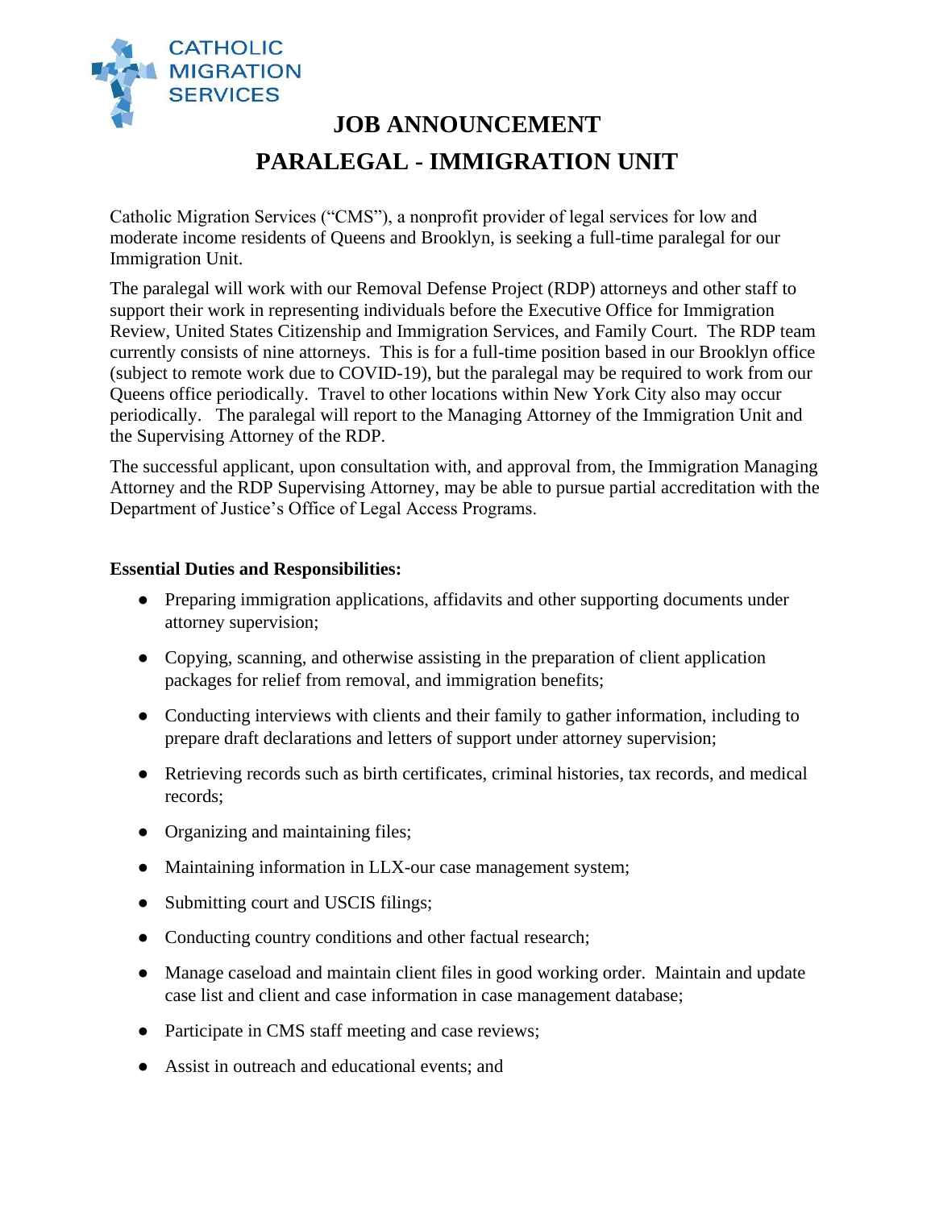CATHOLIC MIGRATION SERVICES

# JOB ANNOUNCEMENT

# PARALEGAL - IMMIGRATION UNIT

Catholic Migration Services ("CMS"), a nonprofit provider of legal services for low and moderate income residents of Queens and Brooklyn, is seeking a full-time paralegal for our Immigration Unit.

The paralegal will work with our Removal Defense Project (RDP) attorneys and other staff to support their work in representing individuals before the Executive Office for Immigration Review, United States Citizenship and Immigration Services, and Family Court. The RDP team currently consists of nine attorneys. This is for a full-time position based in our Brooklyn office (subject to remote work due to COVID-19), but the paralegal may be required to work from our Queens office periodically. Travel to other locations within New York City also may occur periodically. The paralegal will report to the Managing Attorney of the Immigration Unit and the Supervising Attorney of the RDP.

The successful applicant, upon consultation with, and approval from, the Immigration Managing Attorney and the RDP Supervising Attorney, may be able to pursue partial accreditation with the Department of Justice's Office of Legal Access Programs.

**Essential Duties and Responsibilities:**

- Preparing immigration applications, affidavits and other supporting documents under attorney supervision;
- Copying, scanning, and otherwise assisting in the preparation of client application packages for relief from removal, and immigration benefits;
- Conducting interviews with clients and their family to gather information, including to prepare draft declarations and letters of support under attorney supervision;
- Retrieving records such as birth certificates, criminal histories, tax records, and medical records;
- Organizing and maintaining files;
- Maintaining information in LLX-our case management system;
- Submitting court and USCIS filings;
- Conducting country conditions and other factual research;
- Manage caseload and maintain client files in good working order. Maintain and update case list and client and case information in case management database;
- Participate in CMS staff meeting and case reviews;
- Assist in outreach and educational events; and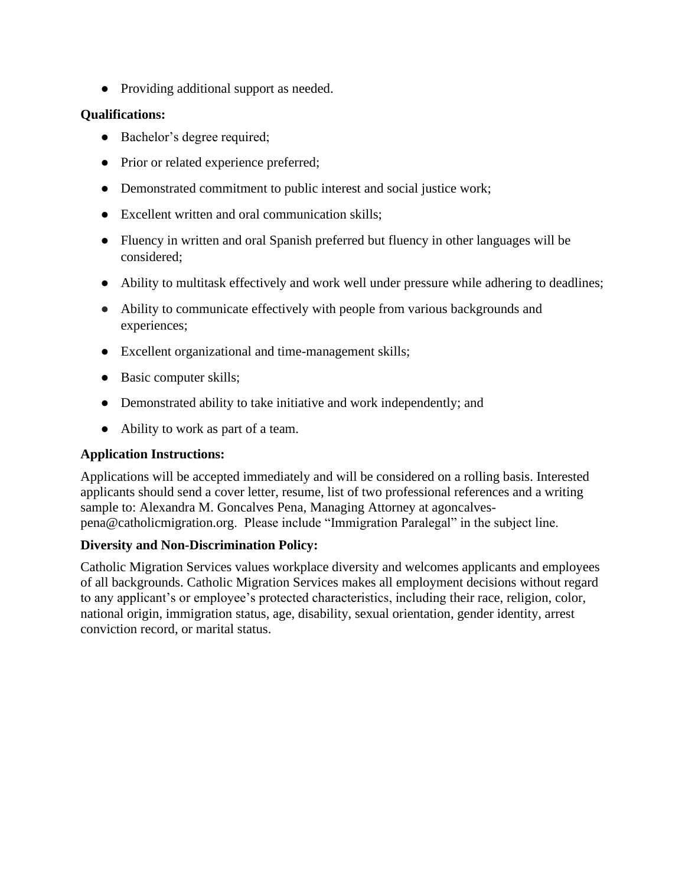- Providing additional support as needed.

**Qualifications:**

- Bachelor's degree required;
- Prior or related experience preferred;
- Demonstrated commitment to public interest and social justice work;
- Excellent written and oral communication skills;
- Fluency in written and oral Spanish preferred but fluency in other languages will be considered;
- Ability to multitask effectively and work well under pressure while adhering to deadlines;
- Ability to communicate effectively with people from various backgrounds and experiences;
- Excellent organizational and time-management skills;
- Basic computer skills;
- Demonstrated ability to take initiative and work independently; and
- Ability to work as part of a team.

**Application Instructions:**

Applications will be accepted immediately and will be considered on a rolling basis. Interested applicants should send a cover letter, resume, list of two professional references and a writing sample to: Alexandra M. Goncalves Pena, Managing Attorney at agoncalves-pena@catholicmigration.org. Please include "Immigration Paralegal" in the subject line.

**Diversity and Non-Discrimination Policy:**

Catholic Migration Services values workplace diversity and welcomes applicants and employees of all backgrounds. Catholic Migration Services makes all employment decisions without regard to any applicant's or employee's protected characteristics, including their race, religion, color, national origin, immigration status, age, disability, sexual orientation, gender identity, arrest conviction record, or marital status.